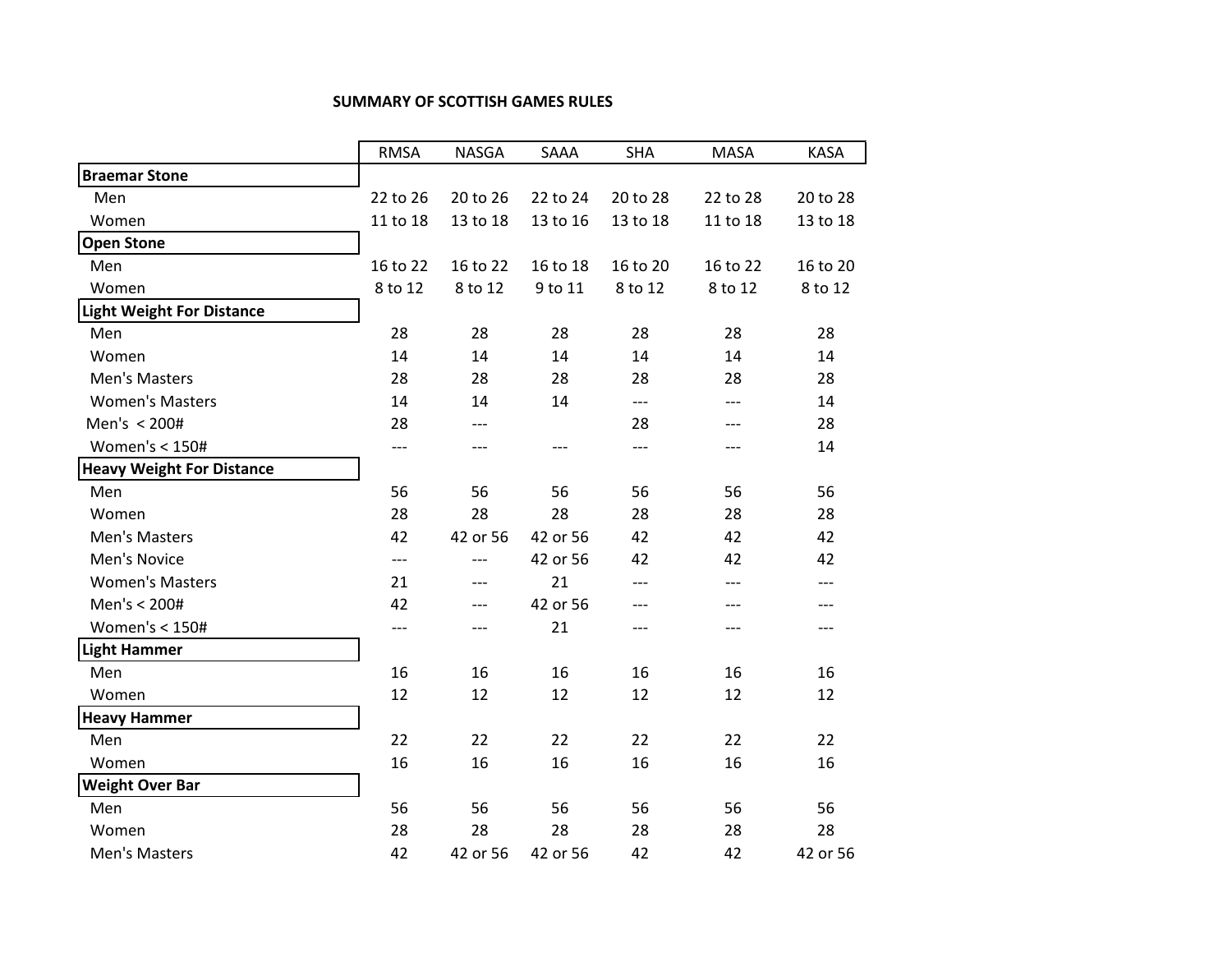# SUMMARY OF SCOTTISH GAMES RULES

| | RMSA | NASGA | SAAA | SHA | MASA | KASA |
|---|---|---|---|---|---|---|
| **Braemar Stone** | | | | | | |
| Men | 22 to 26 | 20 to 26 | 22 to 24 | 20 to 28 | 22 to 28 | 20 to 28 |
| Women | 11 to 18 | 13 to 18 | 13 to 16 | 13 to 18 | 11 to 18 | 13 to 18 |
| **Open Stone** | | | | | | |
| Men | 16 to 22 | 16 to 22 | 16 to 18 | 16 to 20 | 16 to 22 | 16 to 20 |
| Women | 8 to 12 | 8 to 12 | 9 to 11 | 8 to 12 | 8 to 12 | 8 to 12 |
| **Light Weight For Distance** | | | | | | |
| Men | 28 | 28 | 28 | 28 | 28 | 28 |
| Women | 14 | 14 | 14 | 14 | 14 | 14 |
| Men's Masters | 28 | 28 | 28 | 28 | 28 | 28 |
| Women's Masters | 14 | 14 | 14 | --- | --- | 14 |
| Men's < 200# | 28 | --- | | 28 | --- | 28 |
| Women's < 150# | --- | --- | --- | --- | --- | 14 |
| **Heavy Weight For Distance** | | | | | | |
| Men | 56 | 56 | 56 | 56 | 56 | 56 |
| Women | 28 | 28 | 28 | 28 | 28 | 28 |
| Men's Masters | 42 | 42 or 56 | 42 or 56 | 42 | 42 | 42 |
| Men's Novice | --- | --- | 42 or 56 | 42 | 42 | 42 |
| Women's Masters | 21 | --- | 21 | --- | --- | --- |
| Men's < 200# | 42 | --- | 42 or 56 | --- | --- | --- |
| Women's < 150# | --- | --- | 21 | --- | --- | --- |
| **Light Hammer** | | | | | | |
| Men | 16 | 16 | 16 | 16 | 16 | 16 |
| Women | 12 | 12 | 12 | 12 | 12 | 12 |
| **Heavy Hammer** | | | | | | |
| Men | 22 | 22 | 22 | 22 | 22 | 22 |
| Women | 16 | 16 | 16 | 16 | 16 | 16 |
| **Weight Over Bar** | | | | | | |
| Men | 56 | 56 | 56 | 56 | 56 | 56 |
| Women | 28 | 28 | 28 | 28 | 28 | 28 |
| Men's Masters | 42 | 42 or 56 | 42 or 56 | 42 | 42 | 42 or 56 |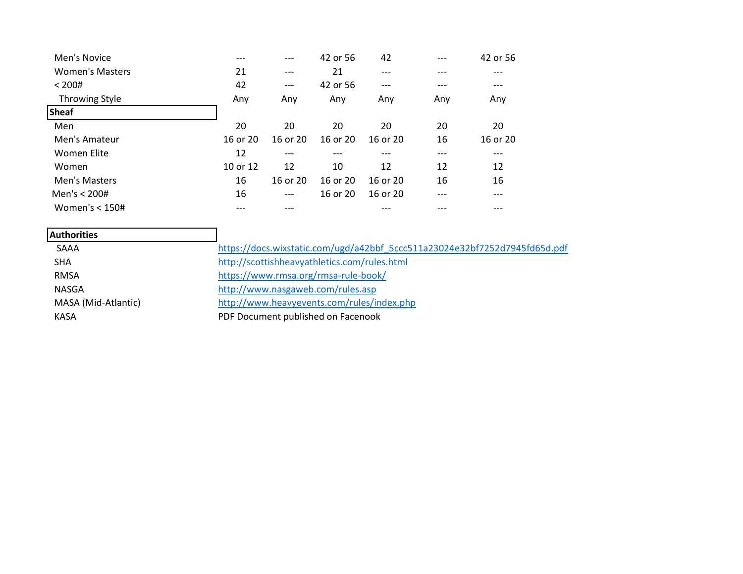| | | | | | | |
|---|---|---|---|---|---|---|
| Men's Novice | --- | --- | 42 or 56 | 42 | --- | 42 or 56 |
| Women's Masters | 21 | --- | 21 | --- | --- | --- |
| < 200# | 42 | --- | 42 or 56 | --- | --- | --- |
| Throwing Style | Any | Any | Any | Any | Any | Any |
| **Sheaf** | | | | | | |
| Men | 20 | 20 | 20 | 20 | 20 | 20 |
| Men's Amateur | 16 or 20 | 16 or 20 | 16 or 20 | 16 or 20 | 16 | 16 or 20 |
| Women Elite | 12 | --- | --- | --- | --- | --- |
| Women | 10 or 12 | 12 | 10 | 12 | 12 | 12 |
| Men's Masters | 16 | 16 or 20 | 16 or 20 | 16 or 20 | 16 | 16 |
| Men's < 200# | 16 | --- | 16 or 20 | 16 or 20 | --- | --- |
| Women's < 150# | --- | --- | | --- | --- | --- |

| **Authorities** | |
|---|---|
| SAAA | https://docs.wixstatic.com/ugd/a42bbf_5ccc511a23024e32bf7252d7945fd65d.pdf |
| SHA | http://scottishheavyathletics.com/rules.html |
| RMSA | https://www.rmsa.org/rmsa-rule-book/ |
| NASGA | http://www.nasgaweb.com/rules.asp |
| MASA (Mid-Atlantic) | http://www.heavyevents.com/rules/index.php |
| KASA | PDF Document published on Facenook |